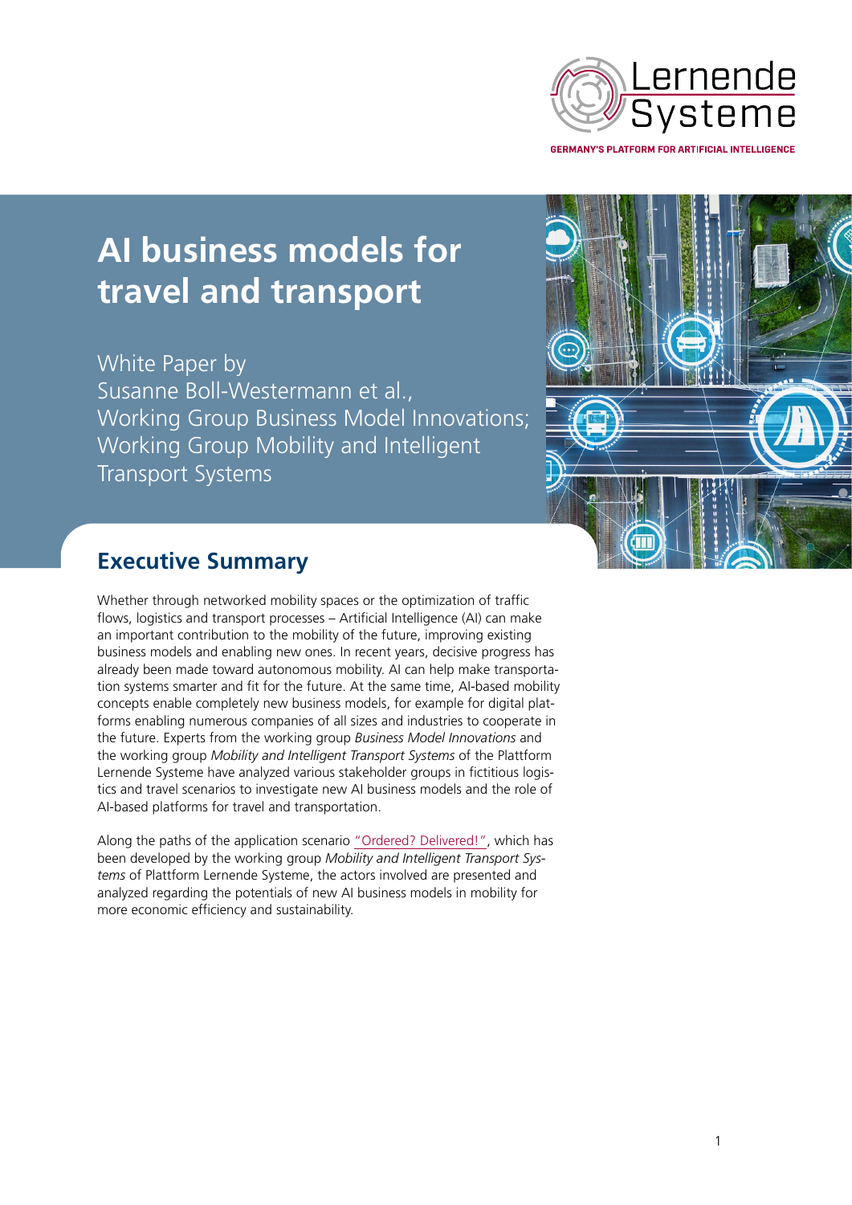Lernende Systeme

GERMANY'S PLATFORM FOR ARTIFICIAL INTELLIGENCE

# AI business models for travel and transport

White Paper by
Susanne Boll-Westermann et al.,
Working Group Business Model Innovations;
Working Group Mobility and Intelligent Transport Systems

## Executive Summary

Whether through networked mobility spaces or the optimization of traffic flows, logistics and transport processes – Artificial Intelligence (AI) can make an important contribution to the mobility of the future, improving existing business models and enabling new ones. In recent years, decisive progress has already been made toward autonomous mobility. AI can help make transportation systems smarter and fit for the future. At the same time, AI-based mobility concepts enable completely new business models, for example for digital platforms enabling numerous companies of all sizes and industries to cooperate in the future. Experts from the working group *Business Model Innovations* and the working group *Mobility and Intelligent Transport Systems* of the Plattform Lernende Systeme have analyzed various stakeholder groups in fictitious logistics and travel scenarios to investigate new AI business models and the role of AI-based platforms for travel and transportation.

Along the paths of the application scenario "Ordered? Delivered!", which has been developed by the working group *Mobility and Intelligent Transport Systems* of Plattform Lernende Systeme, the actors involved are presented and analyzed regarding the potentials of new AI business models in mobility for more economic efficiency and sustainability.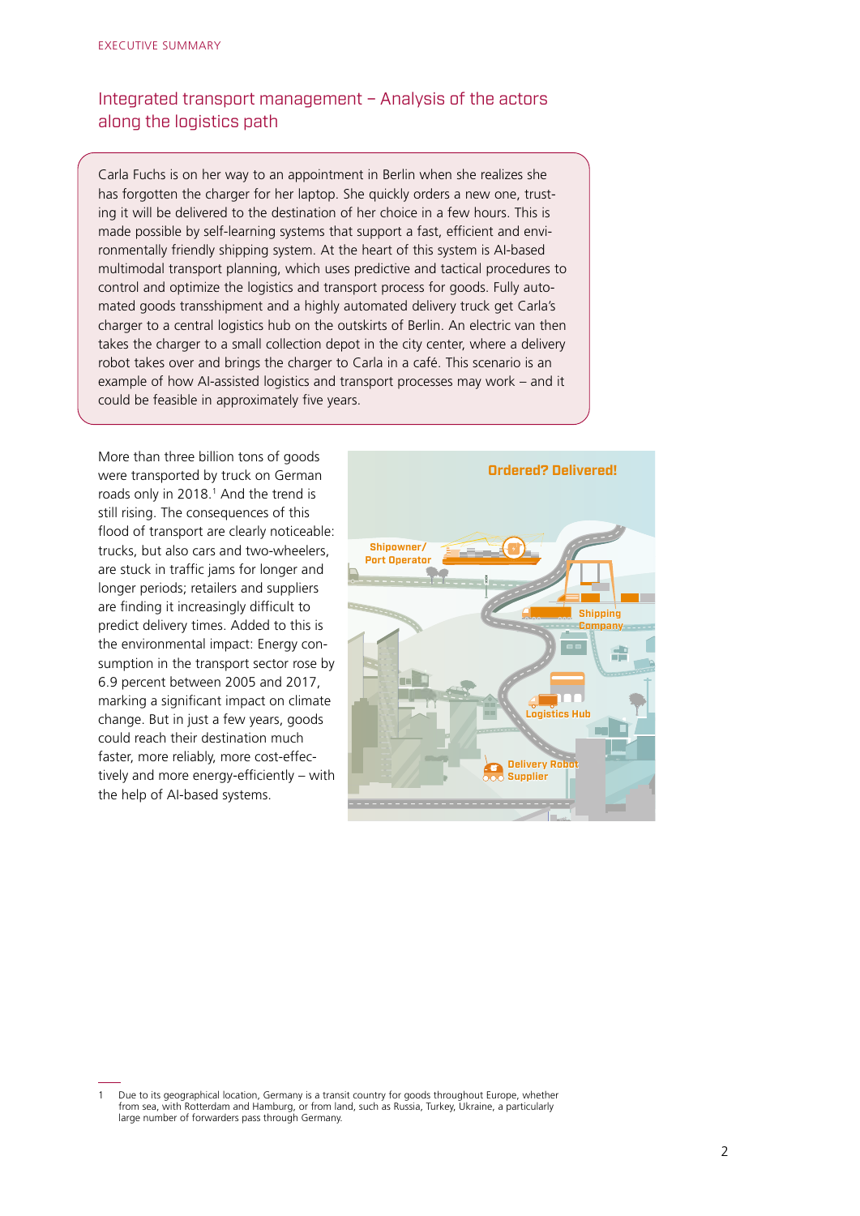## Integrated transport management – Analysis of the actors along the logistics path

Carla Fuchs is on her way to an appointment in Berlin when she realizes she has forgotten the charger for her laptop. She quickly orders a new one, trusting it will be delivered to the destination of her choice in a few hours. This is made possible by self-learning systems that support a fast, efficient and environmentally friendly shipping system. At the heart of this system is AI-based multimodal transport planning, which uses predictive and tactical procedures to control and optimize the logistics and transport process for goods. Fully automated goods transshipment and a highly automated delivery truck get Carla's charger to a central logistics hub on the outskirts of Berlin. An electric van then takes the charger to a small collection depot in the city center, where a delivery robot takes over and brings the charger to Carla in a café. This scenario is an example of how AI-assisted logistics and transport processes may work – and it could be feasible in approximately five years.

More than three billion tons of goods were transported by truck on German roads only in 2018.[1] And the trend is still rising. The consequences of this flood of transport are clearly noticeable: trucks, but also cars and two-wheelers, are stuck in traffic jams for longer and longer periods; retailers and suppliers are finding it increasingly difficult to predict delivery times. Added to this is the environmental impact: Energy consumption in the transport sector rose by 6.9 percent between 2005 and 2017, marking a significant impact on climate change. But in just a few years, goods could reach their destination much faster, more reliably, more cost-effectively and more energy-efficiently – with the help of AI-based systems.

Ordered? Delivered!

Shipowner/ Port Operator

Shipping Company

Logistics Hub

Delivery Robot Supplier

1 Due to its geographical location, Germany is a transit country for goods throughout Europe, whether from sea, with Rotterdam and Hamburg, or from land, such as Russia, Turkey, Ukraine, a particularly large number of forwarders pass through Germany.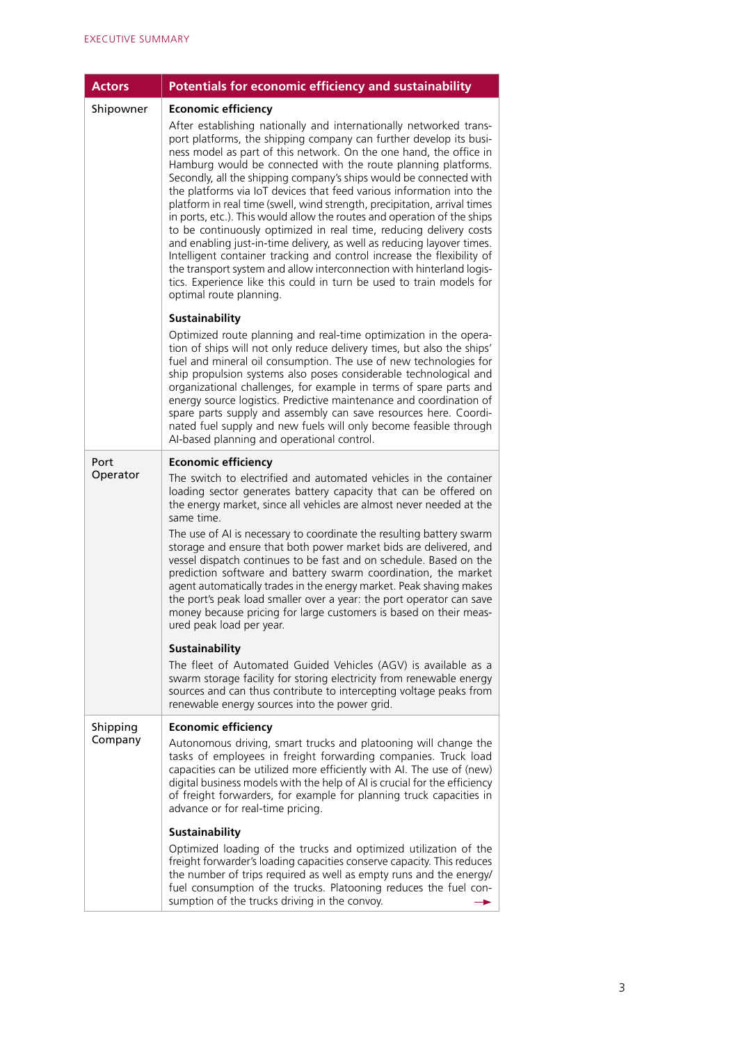| Actors | Potentials for economic efficiency and sustainability |
|---|---|
| Shipowner | **Economic efficiency**<br>After establishing nationally and internationally networked transport platforms, the shipping company can further develop its business model as part of this network. On the one hand, the office in Hamburg would be connected with the route planning platforms. Secondly, all the shipping company's ships would be connected with the platforms via IoT devices that feed various information into the platform in real time (swell, wind strength, precipitation, arrival times in ports, etc.). This would allow the routes and operation of the ships to be continuously optimized in real time, reducing delivery costs and enabling just-in-time delivery, as well as reducing layover times. Intelligent container tracking and control increase the flexibility of the transport system and allow interconnection with hinterland logistics. Experience like this could in turn be used to train models for optimal route planning.<br><br>**Sustainability**<br>Optimized route planning and real-time optimization in the operation of ships will not only reduce delivery times, but also the ships' fuel and mineral oil consumption. The use of new technologies for ship propulsion systems also poses considerable technological and organizational challenges, for example in terms of spare parts and energy source logistics. Predictive maintenance and coordination of spare parts supply and assembly can save resources here. Coordinated fuel supply and new fuels will only become feasible through AI-based planning and operational control. |
| Port Operator | **Economic efficiency**<br>The switch to electrified and automated vehicles in the container loading sector generates battery capacity that can be offered on the energy market, since all vehicles are almost never needed at the same time.<br>The use of AI is necessary to coordinate the resulting battery swarm storage and ensure that both power market bids are delivered, and vessel dispatch continues to be fast and on schedule. Based on the prediction software and battery swarm coordination, the market agent automatically trades in the energy market. Peak shaving makes the port's peak load smaller over a year: the port operator can save money because pricing for large customers is based on their measured peak load per year.<br><br>**Sustainability**<br>The fleet of Automated Guided Vehicles (AGV) is available as a swarm storage facility for storing electricity from renewable energy sources and can thus contribute to intercepting voltage peaks from renewable energy sources into the power grid. |
| Shipping Company | **Economic efficiency**<br>Autonomous driving, smart trucks and platooning will change the tasks of employees in freight forwarding companies. Truck load capacities can be utilized more efficiently with AI. The use of (new) digital business models with the help of AI is crucial for the efficiency of freight forwarders, for example for planning truck capacities in advance or for real-time pricing.<br><br>**Sustainability**<br>Optimized loading of the trucks and optimized utilization of the freight forwarder's loading capacities conserve capacity. This reduces the number of trips required as well as empty runs and the energy/fuel consumption of the trucks. Platooning reduces the fuel consumption of the trucks driving in the convoy. |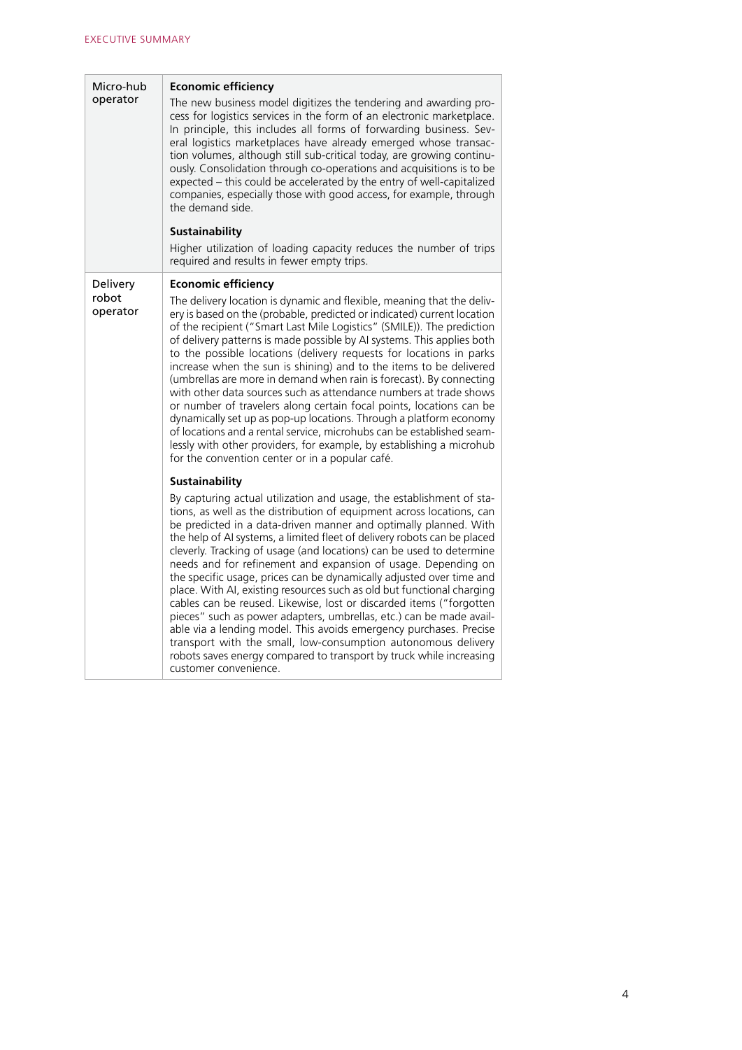| | |
|---|---|
| Micro-hub operator | **Economic efficiency**<br>The new business model digitizes the tendering and awarding process for logistics services in the form of an electronic marketplace. In principle, this includes all forms of forwarding business. Several logistics marketplaces have already emerged whose transaction volumes, although still sub-critical today, are growing continuously. Consolidation through co-operations and acquisitions is to be expected – this could be accelerated by the entry of well-capitalized companies, especially those with good access, for example, through the demand side.<br><br>**Sustainability**<br>Higher utilization of loading capacity reduces the number of trips required and results in fewer empty trips. |
| Delivery robot operator | **Economic efficiency**<br>The delivery location is dynamic and flexible, meaning that the delivery is based on the (probable, predicted or indicated) current location of the recipient ("Smart Last Mile Logistics" (SMILE)). The prediction of delivery patterns is made possible by AI systems. This applies both to the possible locations (delivery requests for locations in parks increase when the sun is shining) and to the items to be delivered (umbrellas are more in demand when rain is forecast). By connecting with other data sources such as attendance numbers at trade shows or number of travelers along certain focal points, locations can be dynamically set up as pop-up locations. Through a platform economy of locations and a rental service, microhubs can be established seamlessly with other providers, for example, by establishing a microhub for the convention center or in a popular café.<br><br>**Sustainability**<br>By capturing actual utilization and usage, the establishment of stations, as well as the distribution of equipment across locations, can be predicted in a data-driven manner and optimally planned. With the help of AI systems, a limited fleet of delivery robots can be placed cleverly. Tracking of usage (and locations) can be used to determine needs and for refinement and expansion of usage. Depending on the specific usage, prices can be dynamically adjusted over time and place. With AI, existing resources such as old but functional charging cables can be reused. Likewise, lost or discarded items ("forgotten pieces" such as power adapters, umbrellas, etc.) can be made available via a lending model. This avoids emergency purchases. Precise transport with the small, low-consumption autonomous delivery robots saves energy compared to transport by truck while increasing customer convenience. |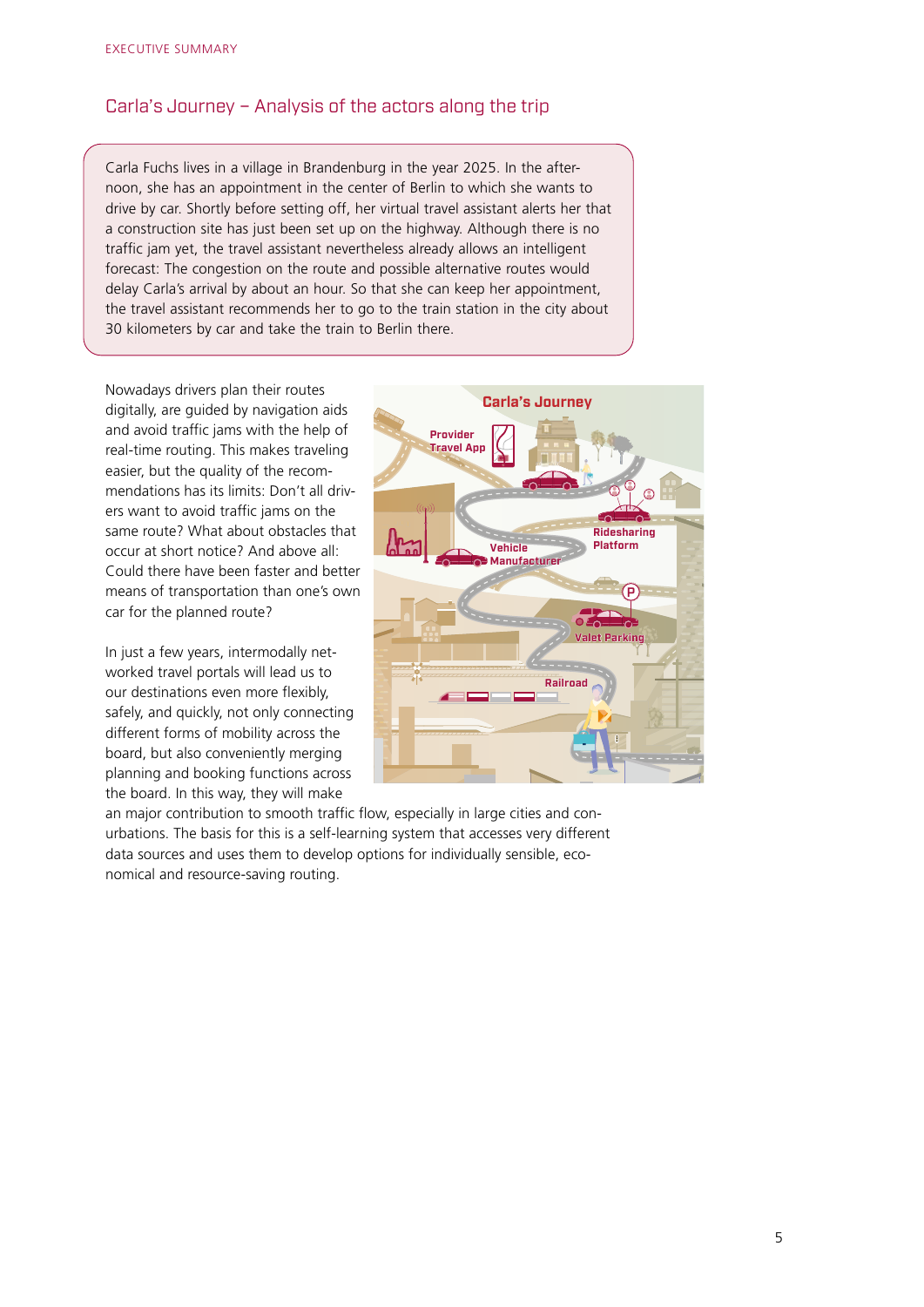## Carla's Journey – Analysis of the actors along the trip

Carla Fuchs lives in a village in Brandenburg in the year 2025. In the afternoon, she has an appointment in the center of Berlin to which she wants to drive by car. Shortly before setting off, her virtual travel assistant alerts her that a construction site has just been set up on the highway. Although there is no traffic jam yet, the travel assistant nevertheless already allows an intelligent forecast: The congestion on the route and possible alternative routes would delay Carla's arrival by about an hour. So that she can keep her appointment, the travel assistant recommends her to go to the train station in the city about 30 kilometers by car and take the train to Berlin there.

Nowadays drivers plan their routes digitally, are guided by navigation aids and avoid traffic jams with the help of real-time routing. This makes traveling easier, but the quality of the recommendations has its limits: Don't all drivers want to avoid traffic jams on the same route? What about obstacles that occur at short notice? And above all: Could there have been faster and better means of transportation than one's own car for the planned route?

In just a few years, intermodally networked travel portals will lead us to our destinations even more flexibly, safely, and quickly, not only connecting different forms of mobility across the board, but also conveniently merging planning and booking functions across the board. In this way, they will make an major contribution to smooth traffic flow, especially in large cities and conurbations. The basis for this is a self-learning system that accesses very different data sources and uses them to develop options for individually sensible, economical and resource-saving routing.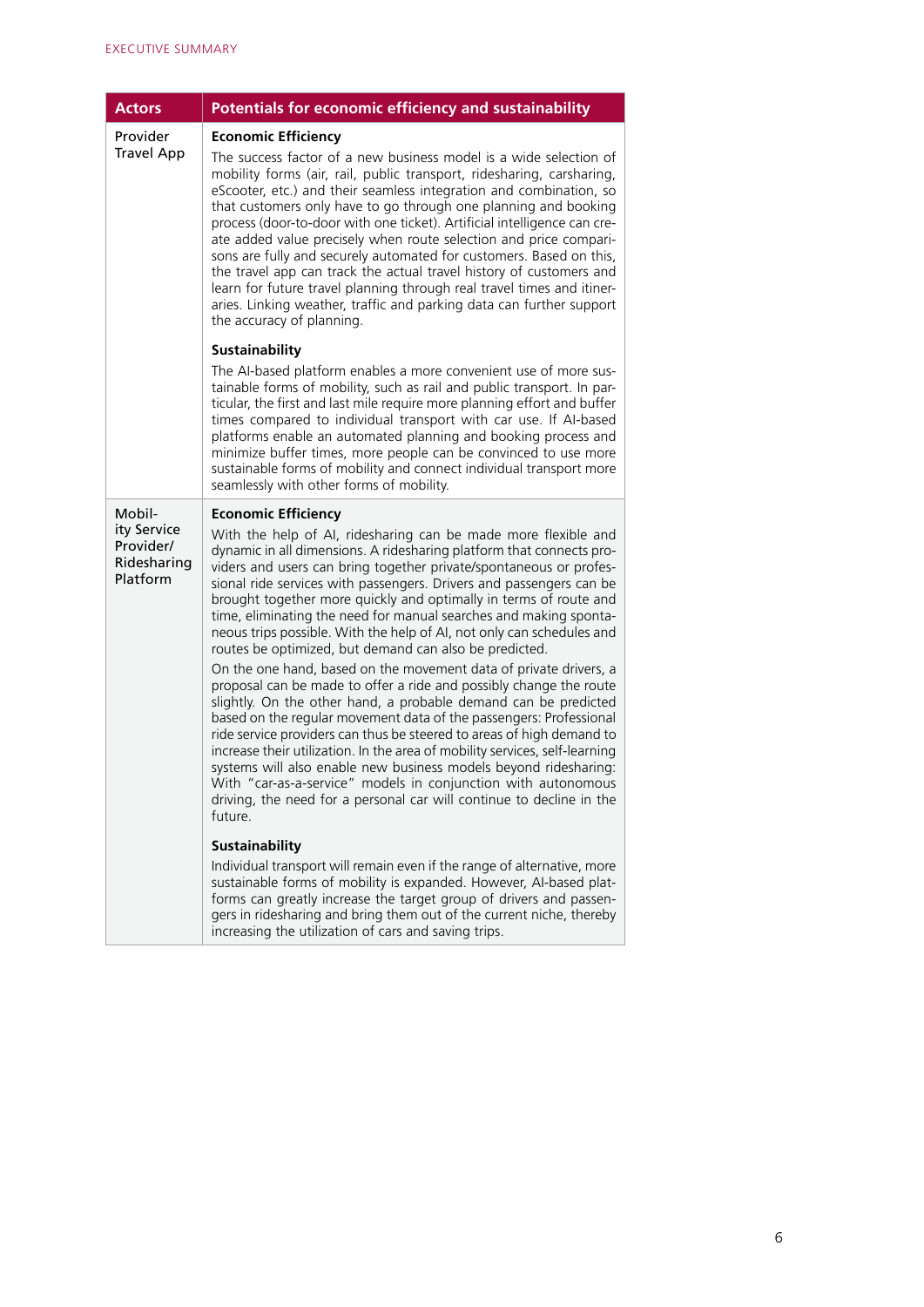| Actors | Potentials for economic efficiency and sustainability |
| --- | --- |
| Provider Travel App | **Economic Efficiency**<br>The success factor of a new business model is a wide selection of mobility forms (air, rail, public transport, ridesharing, carsharing, eScooter, etc.) and their seamless integration and combination, so that customers only have to go through one planning and booking process (door-to-door with one ticket). Artificial intelligence can create added value precisely when route selection and price comparisons are fully and securely automated for customers. Based on this, the travel app can track the actual travel history of customers and learn for future travel planning through real travel times and itineraries. Linking weather, traffic and parking data can further support the accuracy of planning.<br><br>**Sustainability**<br>The AI-based platform enables a more convenient use of more sustainable forms of mobility, such as rail and public transport. In particular, the first and last mile require more planning effort and buffer times compared to individual transport with car use. If AI-based platforms enable an automated planning and booking process and minimize buffer times, more people can be convinced to use more sustainable forms of mobility and connect individual transport more seamlessly with other forms of mobility. |
| Mobility Service Provider/ Ridesharing Platform | **Economic Efficiency**<br>With the help of AI, ridesharing can be made more flexible and dynamic in all dimensions. A ridesharing platform that connects providers and users can bring together private/spontaneous or professional ride services with passengers. Drivers and passengers can be brought together more quickly and optimally in terms of route and time, eliminating the need for manual searches and making spontaneous trips possible. With the help of AI, not only can schedules and routes be optimized, but demand can also be predicted.<br>On the one hand, based on the movement data of private drivers, a proposal can be made to offer a ride and possibly change the route slightly. On the other hand, a probable demand can be predicted based on the regular movement data of the passengers: Professional ride service providers can thus be steered to areas of high demand to increase their utilization. In the area of mobility services, self-learning systems will also enable new business models beyond ridesharing: With "car-as-a-service" models in conjunction with autonomous driving, the need for a personal car will continue to decline in the future.<br><br>**Sustainability**<br>Individual transport will remain even if the range of alternative, more sustainable forms of mobility is expanded. However, AI-based platforms can greatly increase the target group of drivers and passengers in ridesharing and bring them out of the current niche, thereby increasing the utilization of cars and saving trips. |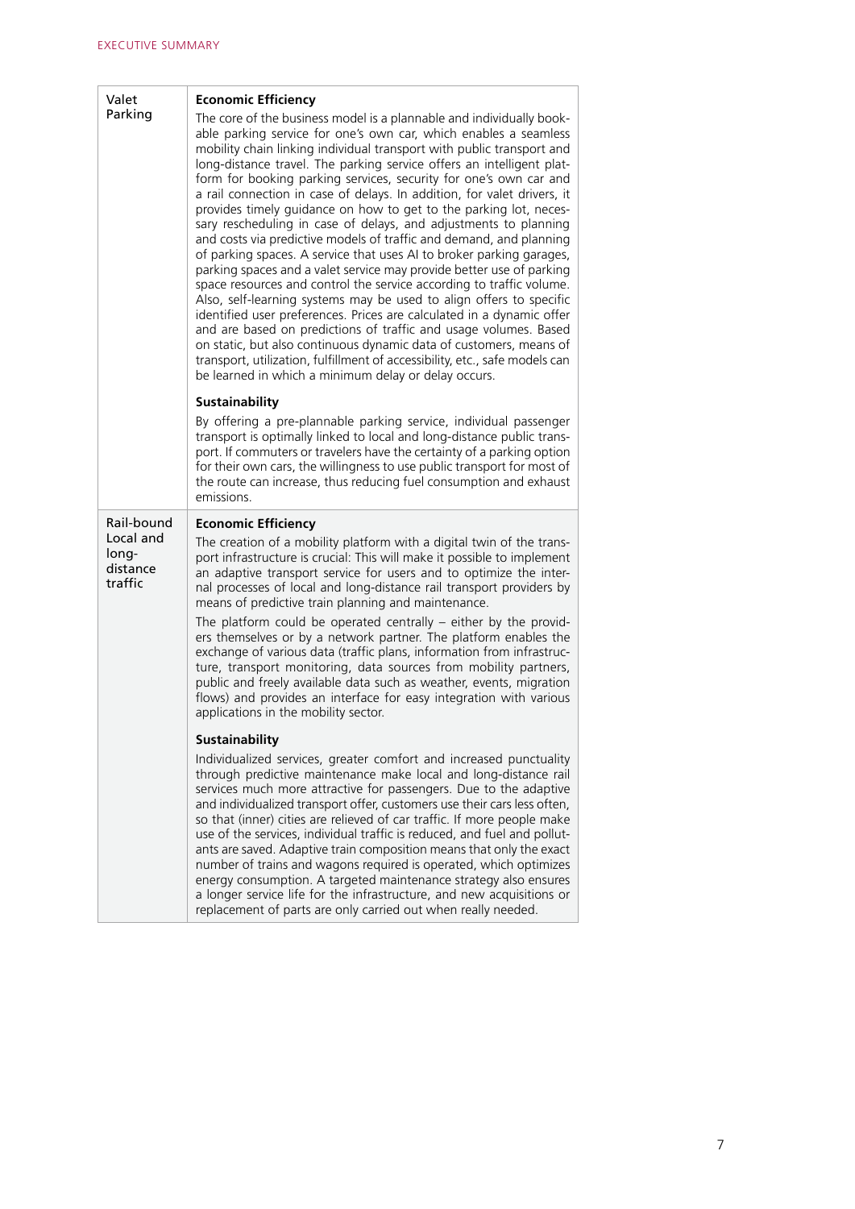| | |
|---|---|
| Valet Parking | **Economic Efficiency**<br><br>The core of the business model is a plannable and individually bookable parking service for one's own car, which enables a seamless mobility chain linking individual transport with public transport and long-distance travel. The parking service offers an intelligent platform for booking parking services, security for one's own car and a rail connection in case of delays. In addition, for valet drivers, it provides timely guidance on how to get to the parking lot, necessary rescheduling in case of delays, and adjustments to planning and costs via predictive models of traffic and demand, and planning of parking spaces. A service that uses AI to broker parking garages, parking spaces and a valet service may provide better use of parking space resources and control the service according to traffic volume. Also, self-learning systems may be used to align offers to specific identified user preferences. Prices are calculated in a dynamic offer and are based on predictions of traffic and usage volumes. Based on static, but also continuous dynamic data of customers, means of transport, utilization, fulfillment of accessibility, etc., safe models can be learned in which a minimum delay or delay occurs.<br><br>**Sustainability**<br><br>By offering a pre-plannable parking service, individual passenger transport is optimally linked to local and long-distance public transport. If commuters or travelers have the certainty of a parking option for their own cars, the willingness to use public transport for most of the route can increase, thus reducing fuel consumption and exhaust emissions. |
| Rail-bound Local and long-distance traffic | **Economic Efficiency**<br><br>The creation of a mobility platform with a digital twin of the transport infrastructure is crucial: This will make it possible to implement an adaptive transport service for users and to optimize the internal processes of local and long-distance rail transport providers by means of predictive train planning and maintenance.<br><br>The platform could be operated centrally – either by the providers themselves or by a network partner. The platform enables the exchange of various data (traffic plans, information from infrastructure, transport monitoring, data sources from mobility partners, public and freely available data such as weather, events, migration flows) and provides an interface for easy integration with various applications in the mobility sector.<br><br>**Sustainability**<br><br>Individualized services, greater comfort and increased punctuality through predictive maintenance make local and long-distance rail services much more attractive for passengers. Due to the adaptive and individualized transport offer, customers use their cars less often, so that (inner) cities are relieved of car traffic. If more people make use of the services, individual traffic is reduced, and fuel and pollutants are saved. Adaptive train composition means that only the exact number of trains and wagons required is operated, which optimizes energy consumption. A targeted maintenance strategy also ensures a longer service life for the infrastructure, and new acquisitions or replacement of parts are only carried out when really needed. |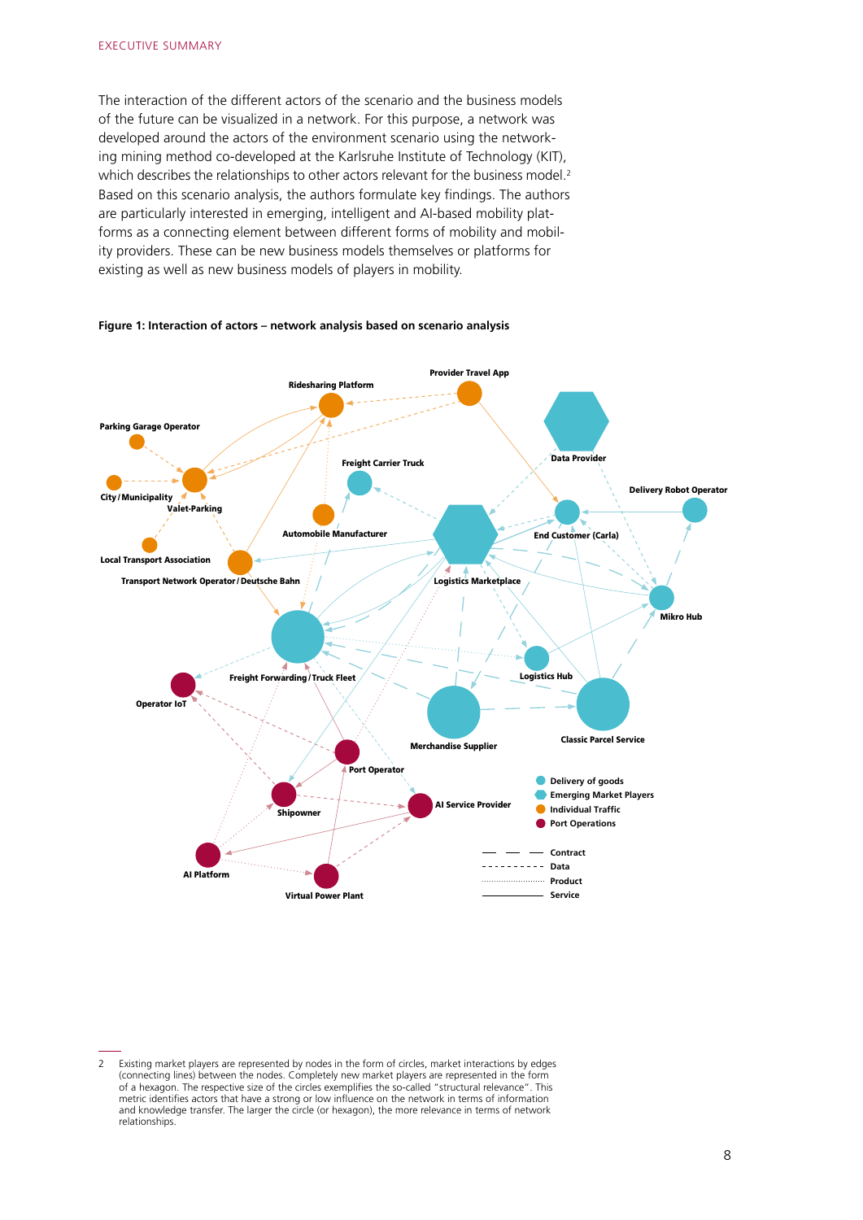The interaction of the different actors of the scenario and the business models of the future can be visualized in a network. For this purpose, a network was developed around the actors of the environment scenario using the networking mining method co-developed at the Karlsruhe Institute of Technology (KIT), which describes the relationships to other actors relevant for the business model.[2] Based on this scenario analysis, the authors formulate key findings. The authors are particularly interested in emerging, intelligent and AI-based mobility platforms as a connecting element between different forms of mobility and mobility providers. These can be new business models themselves or platforms for existing as well as new business models of players in mobility.

**Figure 1: Interaction of actors – network analysis based on scenario analysis**

2 Existing market players are represented by nodes in the form of circles, market interactions by edges (connecting lines) between the nodes. Completely new market players are represented in the form of a hexagon. The respective size of the circles exemplifies the so-called "structural relevance". This metric identifies actors that have a strong or low influence on the network in terms of information and knowledge transfer. The larger the circle (or hexagon), the more relevance in terms of network relationships.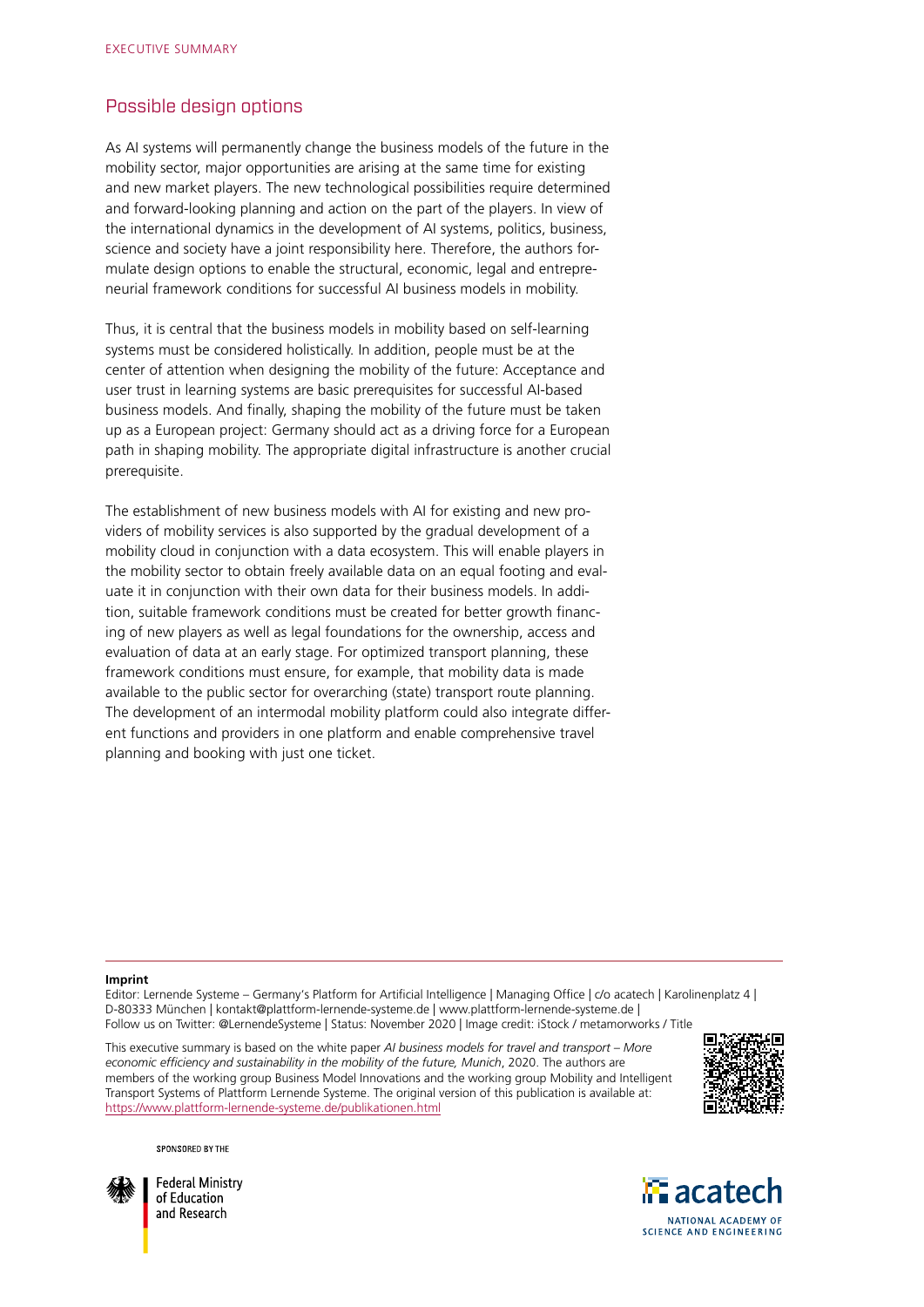## Possible design options

As AI systems will permanently change the business models of the future in the mobility sector, major opportunities are arising at the same time for existing and new market players. The new technological possibilities require determined and forward-looking planning and action on the part of the players. In view of the international dynamics in the development of AI systems, politics, business, science and society have a joint responsibility here. Therefore, the authors formulate design options to enable the structural, economic, legal and entrepreneurial framework conditions for successful AI business models in mobility.

Thus, it is central that the business models in mobility based on self-learning systems must be considered holistically. In addition, people must be at the center of attention when designing the mobility of the future: Acceptance and user trust in learning systems are basic prerequisites for successful AI-based business models. And finally, shaping the mobility of the future must be taken up as a European project: Germany should act as a driving force for a European path in shaping mobility. The appropriate digital infrastructure is another crucial prerequisite.

The establishment of new business models with AI for existing and new providers of mobility services is also supported by the gradual development of a mobility cloud in conjunction with a data ecosystem. This will enable players in the mobility sector to obtain freely available data on an equal footing and evaluate it in conjunction with their own data for their business models. In addition, suitable framework conditions must be created for better growth financing of new players as well as legal foundations for the ownership, access and evaluation of data at an early stage. For optimized transport planning, these framework conditions must ensure, for example, that mobility data is made available to the public sector for overarching (state) transport route planning. The development of an intermodal mobility platform could also integrate different functions and providers in one platform and enable comprehensive travel planning and booking with just one ticket.

**Imprint**

Editor: Lernende Systeme – Germany's Platform for Artificial Intelligence | Managing Office | c/o acatech | Karolinenplatz 4 | D-80333 München | kontakt@plattform-lernende-systeme.de | www.plattform-lernende-systeme.de |
Follow us on Twitter: @LernendeSysteme | Status: November 2020 | Image credit: iStock / metamorworks / Title

This executive summary is based on the white paper *AI business models for travel and transport – More economic efficiency and sustainability in the mobility of the future, Munich*, 2020. The authors are members of the working group Business Model Innovations and the working group Mobility and Intelligent Transport Systems of Plattform Lernende Systeme. The original version of this publication is available at: https://www.plattform-lernende-systeme.de/publikationen.html

SPONSORED BY THE

Federal Ministry of Education and Research

acatech
NATIONAL ACADEMY OF SCIENCE AND ENGINEERING